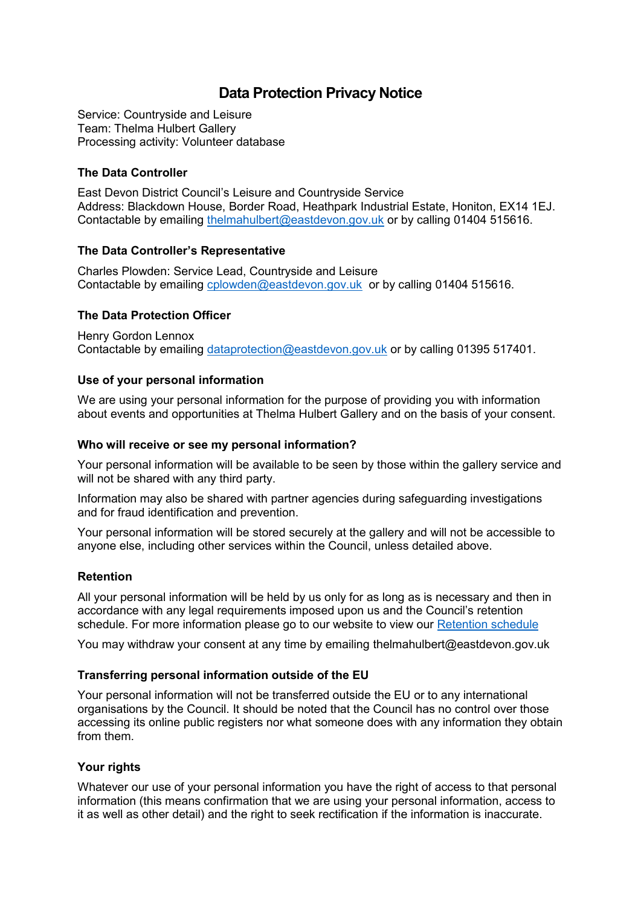# Data Protection Privacy Notice

Service: Countryside and Leisure
Team: Thelma Hulbert Gallery
Processing activity: Volunteer database

### The Data Controller

East Devon District Council's Leisure and Countryside Service
Address: Blackdown House, Border Road, Heathpark Industrial Estate, Honiton, EX14 1EJ.
Contactable by emailing thelmahulbert@eastdevon.gov.uk or by calling 01404 515616.

### The Data Controller's Representative

Charles Plowden: Service Lead, Countryside and Leisure
Contactable by emailing cplowden@eastdevon.gov.uk or by calling 01404 515616.

### The Data Protection Officer

Henry Gordon Lennox
Contactable by emailing dataprotection@eastdevon.gov.uk or by calling 01395 517401.

### Use of your personal information

We are using your personal information for the purpose of providing you with information about events and opportunities at Thelma Hulbert Gallery and on the basis of your consent.

### Who will receive or see my personal information?

Your personal information will be available to be seen by those within the gallery service and will not be shared with any third party.

Information may also be shared with partner agencies during safeguarding investigations and for fraud identification and prevention.

Your personal information will be stored securely at the gallery and will not be accessible to anyone else, including other services within the Council, unless detailed above.

### Retention

All your personal information will be held by us only for as long as is necessary and then in accordance with any legal requirements imposed upon us and the Council's retention schedule. For more information please go to our website to view our Retention schedule

You may withdraw your consent at any time by emailing thelmahulbert@eastdevon.gov.uk

### Transferring personal information outside of the EU

Your personal information will not be transferred outside the EU or to any international organisations by the Council. It should be noted that the Council has no control over those accessing its online public registers nor what someone does with any information they obtain from them.

### Your rights

Whatever our use of your personal information you have the right of access to that personal information (this means confirmation that we are using your personal information, access to it as well as other detail) and the right to seek rectification if the information is inaccurate.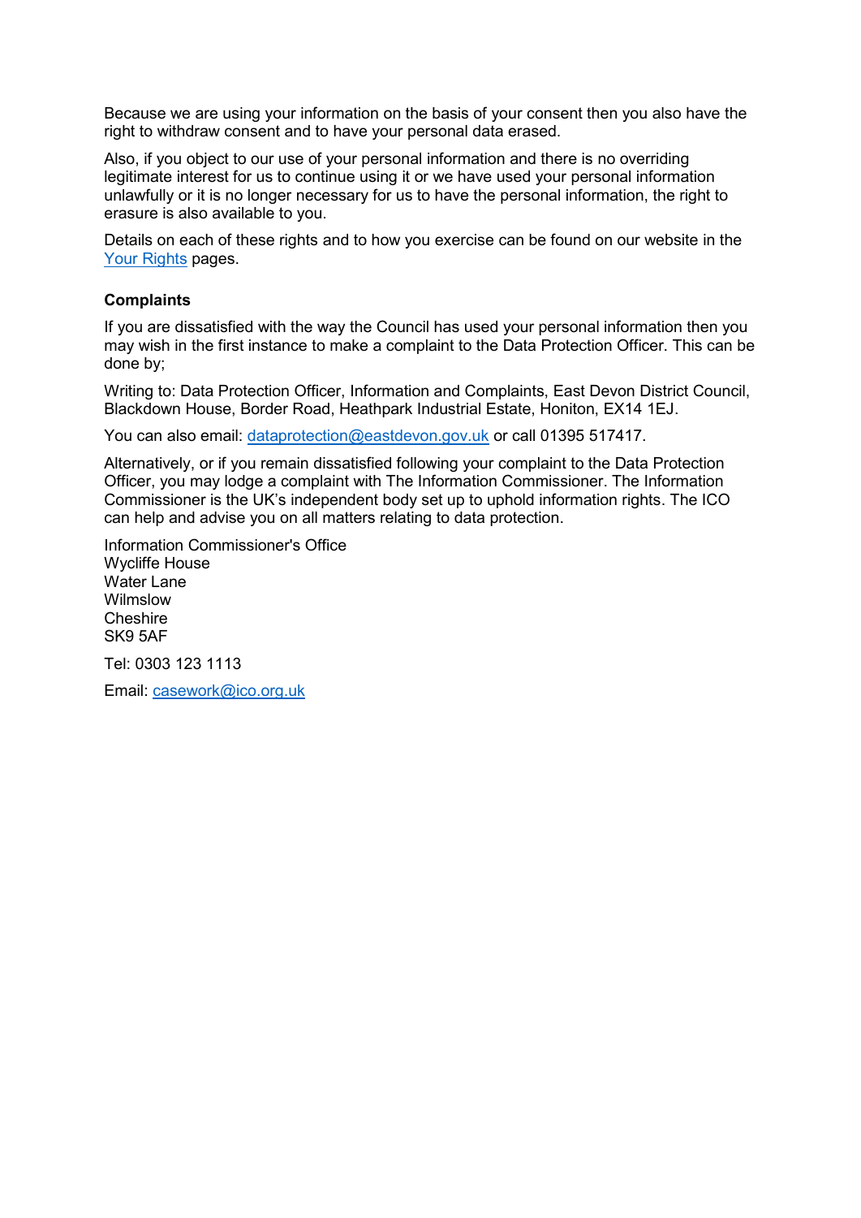Because we are using your information on the basis of your consent then you also have the right to withdraw consent and to have your personal data erased.

Also, if you object to our use of your personal information and there is no overriding legitimate interest for us to continue using it or we have used your personal information unlawfully or it is no longer necessary for us to have the personal information, the right to erasure is also available to you.

Details on each of these rights and to how you exercise can be found on our website in the Your Rights pages.

**Complaints**

If you are dissatisfied with the way the Council has used your personal information then you may wish in the first instance to make a complaint to the Data Protection Officer. This can be done by;

Writing to: Data Protection Officer, Information and Complaints, East Devon District Council, Blackdown House, Border Road, Heathpark Industrial Estate, Honiton, EX14 1EJ.

You can also email: dataprotection@eastdevon.gov.uk or call 01395 517417.

Alternatively, or if you remain dissatisfied following your complaint to the Data Protection Officer, you may lodge a complaint with The Information Commissioner. The Information Commissioner is the UK's independent body set up to uphold information rights. The ICO can help and advise you on all matters relating to data protection.

Information Commissioner's Office
Wycliffe House
Water Lane
Wilmslow
Cheshire
SK9 5AF

Tel: 0303 123 1113

Email: casework@ico.org.uk